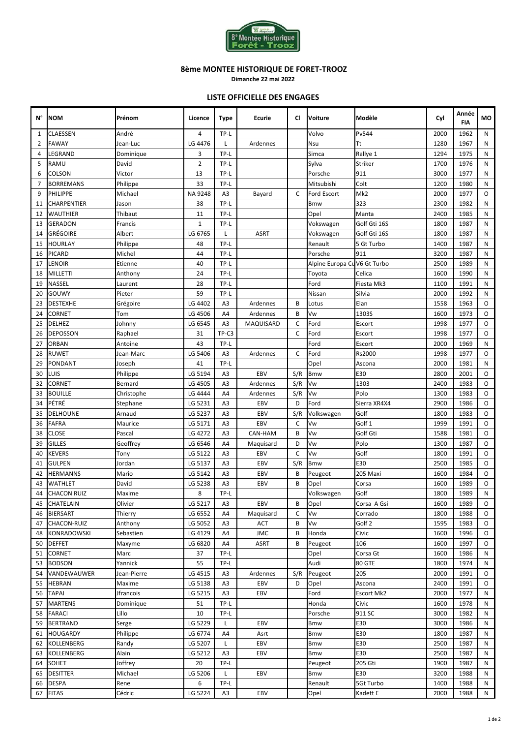# 8ème MONTEE HISTORIQUE DE FORET-TROOZ

**Dimanche 22 mai 2022**

## LISTE OFFICIELLE DES ENGAGES

| N° | NOM | Prénom | Licence | Type | Ecurie | Cl | Voiture | Modèle | Cyl | Année FIA | MO |
|---|---|---|---|---|---|---|---|---|---|---|---|
| 1 | CLAESSEN | André | 4 | TP-L | | | Volvo | Pv544 | 2000 | 1962 | N |
| 2 | FAWAY | Jean-Luc | LG 4476 | L | Ardennes | | Nsu | Tt | 1280 | 1967 | N |
| 4 | LEGRAND | Dominique | 3 | TP-L | | | Simca | Rallye 1 | 1294 | 1975 | N |
| 5 | RAMU | David | 2 | TP-L | | | Sylva | Striker | 1700 | 1976 | N |
| 6 | COLSON | Victor | 13 | TP-L | | | Porsche | 911 | 3000 | 1977 | N |
| 7 | BORREMANS | Philippe | 33 | TP-L | | | Mitsubishi | Colt | 1200 | 1980 | N |
| 9 | PHILIPPE | Michael | NA 9248 | A3 | Bayard | C | Ford Escort | Mk2 | 2000 | 1977 | O |
| 11 | CHARPENTIER | Jason | 38 | TP-L | | | Bmw | 323 | 2300 | 1982 | N |
| 12 | WAUTHIER | Thibaut | 11 | TP-L | | | Opel | Manta | 2400 | 1985 | N |
| 13 | GERADON | Francis | 1 | TP-L | | | Vokswagen | Golf Gti 16S | 1800 | 1987 | N |
| 14 | GRÉGOIRE | Albert | LG 6765 | L | ASRT | | Vokswagen | Golf Gti 16S | 1800 | 1987 | N |
| 15 | HOURLAY | Philippe | 48 | TP-L | | | Renault | 5 Gt Turbo | 1400 | 1987 | N |
| 16 | PICARD | Michel | 44 | TP-L | | | Porsche | 911 | 3200 | 1987 | N |
| 17 | LENOIR | Etienne | 40 | TP-L | | | Alpine Europa Cu | V6 Gt Turbo | 2500 | 1989 | N |
| 18 | MILLETTI | Anthony | 24 | TP-L | | | Toyota | Celica | 1600 | 1990 | N |
| 19 | NASSEL | Laurent | 28 | TP-L | | | Ford | Fiesta Mk3 | 1100 | 1991 | N |
| 20 | GOUWY | Pieter | 59 | TP-L | | | Nissan | Silvia | 2000 | 1992 | N |
| 23 | DESTEXHE | Grégoire | LG 4402 | A3 | Ardennes | B | Lotus | Elan | 1558 | 1963 | O |
| 24 | CORNET | Tom | LG 4506 | A4 | Ardennes | B | Vw | 1303S | 1600 | 1973 | O |
| 25 | DELHEZ | Johnny | LG 6545 | A3 | MAQUISARD | C | Ford | Escort | 1998 | 1977 | O |
| 26 | DEPOSSON | Raphael | 31 | TP-C3 | | C | Ford | Escort | 1998 | 1977 | O |
| 27 | ORBAN | Antoine | 43 | TP-L | | | Ford | Escort | 2000 | 1969 | N |
| 28 | RUWET | Jean-Marc | LG 5406 | A3 | Ardennes | C | Ford | Rs2000 | 1998 | 1977 | O |
| 29 | PONDANT | Joseph | 41 | TP-L | | | Opel | Ascona | 2000 | 1981 | N |
| 30 | LUIS | Philippe | LG 5194 | A3 | EBV | S/R | Bmw | E30 | 2800 | 2001 | O |
| 32 | CORNET | Bernard | LG 4505 | A3 | Ardennes | S/R | Vw | 1303 | 2400 | 1983 | O |
| 33 | BOUILLE | Christophe | LG 4444 | A4 | Ardennes | S/R | Vw | Polo | 1300 | 1983 | O |
| 34 | PÉTRÉ | Stephane | LG 5231 | A3 | EBV | D | Ford | Sierra XR4X4 | 2900 | 1986 | O |
| 35 | DELHOUNE | Arnaud | LG 5237 | A3 | EBV | S/R | Volkswagen | Golf | 1800 | 1983 | O |
| 36 | FAFRA | Maurice | LG 5171 | A3 | EBV | C | Vw | Golf 1 | 1999 | 1991 | O |
| 38 | CLOSE | Pascal | LG 4272 | A3 | CAN-HAM | B | Vw | Golf Gti | 1588 | 1981 | O |
| 39 | GILLES | Geoffrey | LG 6546 | A4 | Maquisard | D | Vw | Polo | 1300 | 1987 | O |
| 40 | KEVERS | Tony | LG 5122 | A3 | EBV | C | Vw | Golf | 1800 | 1991 | O |
| 41 | GULPEN | Jordan | LG 5137 | A3 | EBV | S/R | Bmw | E30 | 2500 | 1985 | O |
| 42 | HERMANNS | Mario | LG 5142 | A3 | EBV | B | Peugeot | 205 Maxi | 1600 | 1984 | O |
| 43 | WATHLET | David | LG 5238 | A3 | EBV | B | Opel | Corsa | 1600 | 1989 | O |
| 44 | CHACON RUIZ | Maxime | 8 | TP-L | | | Volkswagen | Golf | 1800 | 1989 | N |
| 45 | CHATELAIN | Olivier | LG 5217 | A3 | EBV | B | Opel | Corsa A Gsi | 1600 | 1989 | O |
| 46 | BIERSART | Thierry | LG 6552 | A4 | Maquisard | C | Vw | Corrado | 1800 | 1988 | O |
| 47 | CHACON-RUIZ | Anthony | LG 5052 | A3 | ACT | B | Vw | Golf 2 | 1595 | 1983 | O |
| 48 | KONRADOWSKI | Sebastien | LG 4129 | A4 | JMC | B | Honda | Civic | 1600 | 1996 | O |
| 50 | DEFFET | Maxyme | LG 6820 | A4 | ASRT | B | Peugeot | 106 | 1600 | 1997 | O |
| 51 | CORNET | Marc | 37 | TP-L | | | Opel | Corsa Gt | 1600 | 1986 | N |
| 53 | BODSON | Yannick | 55 | TP-L | | | Audi | 80 GTE | 1800 | 1974 | N |
| 54 | VANDEWAUWER | Jean-Pierre | LG 4515 | A3 | Ardennes | S/R | Peugeot | 205 | 2000 | 1991 | O |
| 55 | HEBRAN | Maxime | LG 5138 | A3 | EBV | D | Opel | Ascona | 2400 | 1991 | O |
| 56 | TAPAI | Jfrancois | LG 5215 | A3 | EBV | | Ford | Escort Mk2 | 2000 | 1977 | N |
| 57 | MARTENS | Dominique | 51 | TP-L | | | Honda | Civic | 1600 | 1978 | N |
| 58 | FARACI | Lillo | 10 | TP-L | | | Porsche | 911 SC | 3000 | 1982 | N |
| 59 | BERTRAND | Serge | LG 5229 | L | EBV | | Bmw | E30 | 3000 | 1986 | N |
| 61 | HOUGARDY | Philippe | LG 6774 | A4 | Asrt | | Bmw | E30 | 1800 | 1987 | N |
| 62 | KOLLENBERG | Randy | LG 5207 | L | EBV | | Bmw | E30 | 2500 | 1987 | N |
| 63 | KOLLENBERG | Alain | LG 5212 | A3 | EBV | | Bmw | E30 | 2500 | 1987 | N |
| 64 | SOHET | Joffrey | 20 | TP-L | | | Peugeot | 205 Gti | 1900 | 1987 | N |
| 65 | DESITTER | Michael | LG 5206 | L | EBV | | Bmw | E30 | 3200 | 1988 | N |
| 66 | DESPA | Rene | 6 | TP-L | | | Renault | 5Gt Turbo | 1400 | 1988 | N |
| 67 | FITAS | Cédric | LG 5224 | A3 | EBV | | Opel | Kadett E | 2000 | 1988 | N |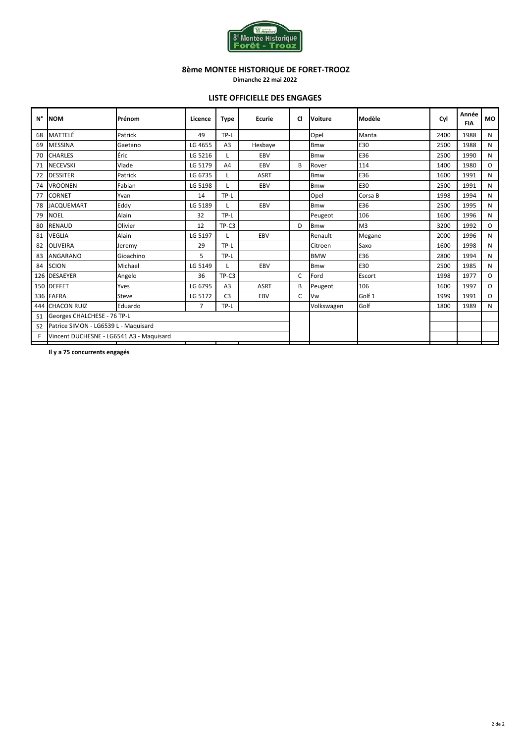## 8ème MONTEE HISTORIQUE DE FORET-TROOZ

**Dimanche 22 mai 2022**

### LISTE OFFICIELLE DES ENGAGES

| N° | NOM | Prénom | Licence | Type | Ecurie | Cl | Voiture | Modèle | Cyl | Année FIA | MO |
|---|---|---|---|---|---|---|---|---|---|---|---|
| 68 | MATTELÉ | Patrick | 49 | TP-L | | | Opel | Manta | 2400 | 1988 | N |
| 69 | MESSINA | Gaetano | LG 4655 | A3 | Hesbaye | | Bmw | E30 | 2500 | 1988 | N |
| 70 | CHARLES | Éric | LG 5216 | L | EBV | | Bmw | E36 | 2500 | 1990 | N |
| 71 | NECEVSKI | Vlade | LG 5179 | A4 | EBV | B | Rover | 114 | 1400 | 1980 | O |
| 72 | DESSITER | Patrick | LG 6735 | L | ASRT | | Bmw | E36 | 1600 | 1991 | N |
| 74 | VROONEN | Fabian | LG 5198 | L | EBV | | Bmw | E30 | 2500 | 1991 | N |
| 77 | CORNET | Yvan | 14 | TP-L | | | Opel | Corsa B | 1998 | 1994 | N |
| 78 | JACQUEMART | Eddy | LG 5189 | L | EBV | | Bmw | E36 | 2500 | 1995 | N |
| 79 | NOEL | Alain | 32 | TP-L | | | Peugeot | 106 | 1600 | 1996 | N |
| 80 | RENAUD | Olivier | 12 | TP-C3 | | D | Bmw | M3 | 3200 | 1992 | O |
| 81 | VEGLIA | Alain | LG 5197 | L | EBV | | Renault | Megane | 2000 | 1996 | N |
| 82 | OLIVEIRA | Jeremy | 29 | TP-L | | | Citroen | Saxo | 1600 | 1998 | N |
| 83 | ANGARANO | Gioachino | 5 | TP-L | | | BMW | E36 | 2800 | 1994 | N |
| 84 | SCION | Michael | LG 5149 | L | EBV | | Bmw | E30 | 2500 | 1985 | N |
| 126 | DESAEYER | Angelo | 36 | TP-C3 | | C | Ford | Escort | 1998 | 1977 | O |
| 150 | DEFFET | Yves | LG 6795 | A3 | ASRT | B | Peugeot | 106 | 1600 | 1997 | O |
| 336 | FAFRA | Steve | LG 5172 | C3 | EBV | C | Vw | Golf 1 | 1999 | 1991 | O |
| 444 | CHACON RUIZ | Eduardo | 7 | TP-L | | | Volkswagen | Golf | 1800 | 1989 | N |
| S1 | Georges CHALCHESE - 76 TP-L | | | | | | | | | | |
| S2 | Patrice SIMON - LG6539 L - Maquisard | | | | | | | | | | |
| F | Vincent DUCHESNE - LG6541 A3 - Maquisard | | | | | | | | | | |

**Il y a 75 concurrents engagés**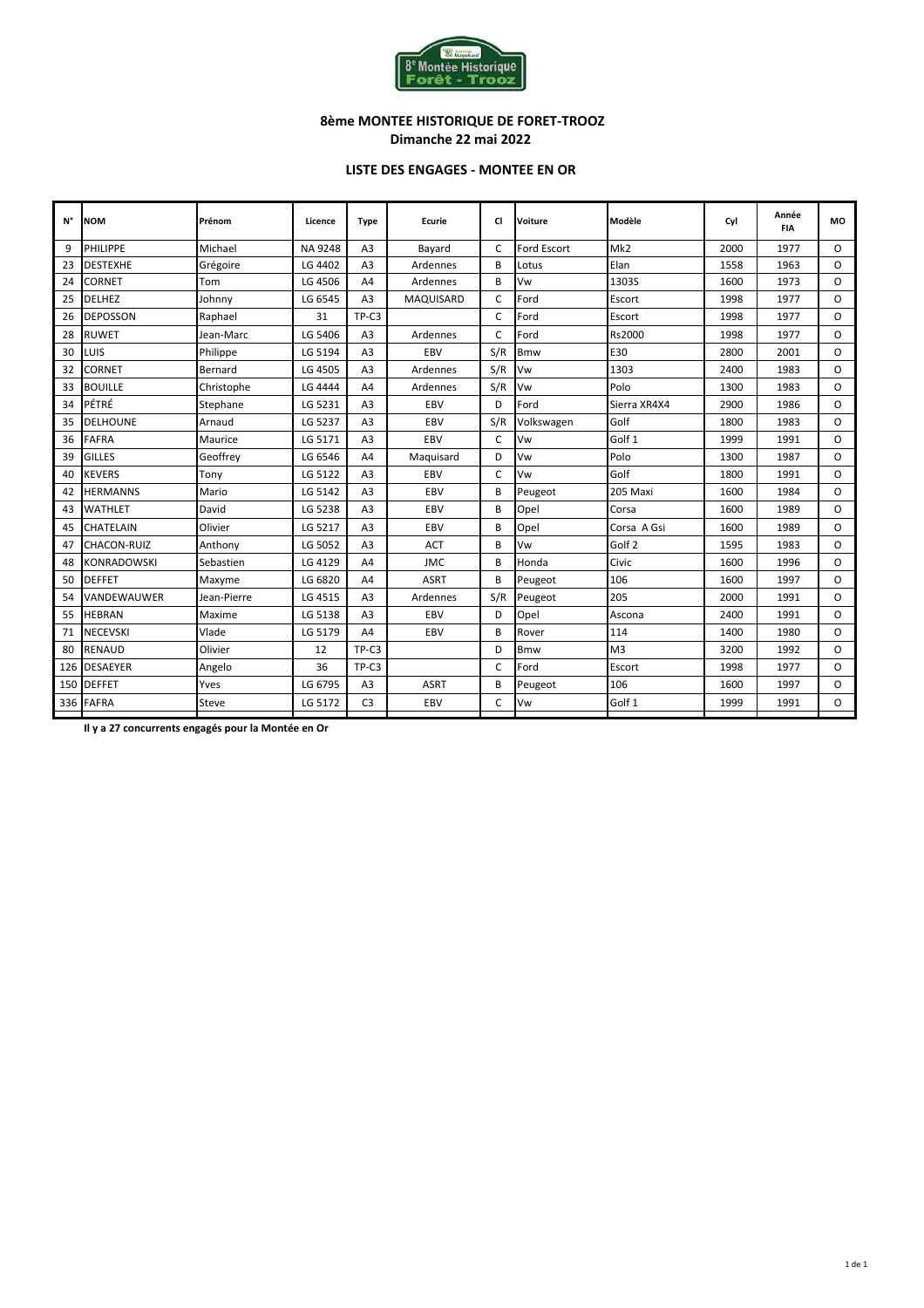**8ème MONTEE HISTORIQUE DE FORET-TROOZ**
**Dimanche 22 mai 2022**

**LISTE DES ENGAGES - MONTEE EN OR**

| N° | NOM | Prénom | Licence | Type | Ecurie | Cl | Voiture | Modèle | Cyl | Année FIA | MO |
|---|---|---|---|---|---|---|---|---|---|---|---|
| 9 | PHILIPPE | Michael | NA 9248 | A3 | Bayard | C | Ford Escort | Mk2 | 2000 | 1977 | O |
| 23 | DESTEXHE | Grégoire | LG 4402 | A3 | Ardennes | B | Lotus | Elan | 1558 | 1963 | O |
| 24 | CORNET | Tom | LG 4506 | A4 | Ardennes | B | Vw | 1303S | 1600 | 1973 | O |
| 25 | DELHEZ | Johnny | LG 6545 | A3 | MAQUISARD | C | Ford | Escort | 1998 | 1977 | O |
| 26 | DEPOSSON | Raphael | 31 | TP-C3 | | C | Ford | Escort | 1998 | 1977 | O |
| 28 | RUWET | Jean-Marc | LG 5406 | A3 | Ardennes | C | Ford | Rs2000 | 1998 | 1977 | O |
| 30 | LUIS | Philippe | LG 5194 | A3 | EBV | S/R | Bmw | E30 | 2800 | 2001 | O |
| 32 | CORNET | Bernard | LG 4505 | A3 | Ardennes | S/R | Vw | 1303 | 2400 | 1983 | O |
| 33 | BOUILLE | Christophe | LG 4444 | A4 | Ardennes | S/R | Vw | Polo | 1300 | 1983 | O |
| 34 | PÉTRÉ | Stephane | LG 5231 | A3 | EBV | D | Ford | Sierra XR4X4 | 2900 | 1986 | O |
| 35 | DELHOUNE | Arnaud | LG 5237 | A3 | EBV | S/R | Volkswagen | Golf | 1800 | 1983 | O |
| 36 | FAFRA | Maurice | LG 5171 | A3 | EBV | C | Vw | Golf 1 | 1999 | 1991 | O |
| 39 | GILLES | Geoffrey | LG 6546 | A4 | Maquisard | D | Vw | Polo | 1300 | 1987 | O |
| 40 | KEVERS | Tony | LG 5122 | A3 | EBV | C | Vw | Golf | 1800 | 1991 | O |
| 42 | HERMANNS | Mario | LG 5142 | A3 | EBV | B | Peugeot | 205 Maxi | 1600 | 1984 | O |
| 43 | WATHLET | David | LG 5238 | A3 | EBV | B | Opel | Corsa | 1600 | 1989 | O |
| 45 | CHATELAIN | Olivier | LG 5217 | A3 | EBV | B | Opel | Corsa A Gsi | 1600 | 1989 | O |
| 47 | CHACON-RUIZ | Anthony | LG 5052 | A3 | ACT | B | Vw | Golf 2 | 1595 | 1983 | O |
| 48 | KONRADOWSKI | Sebastien | LG 4129 | A4 | JMC | B | Honda | Civic | 1600 | 1996 | O |
| 50 | DEFFET | Maxyme | LG 6820 | A4 | ASRT | B | Peugeot | 106 | 1600 | 1997 | O |
| 54 | VANDEWAUWER | Jean-Pierre | LG 4515 | A3 | Ardennes | S/R | Peugeot | 205 | 2000 | 1991 | O |
| 55 | HEBRAN | Maxime | LG 5138 | A3 | EBV | D | Opel | Ascona | 2400 | 1991 | O |
| 71 | NECEVSKI | Vlade | LG 5179 | A4 | EBV | B | Rover | 114 | 1400 | 1980 | O |
| 80 | RENAUD | Olivier | 12 | TP-C3 | | D | Bmw | M3 | 3200 | 1992 | O |
| 126 | DESAEYER | Angelo | 36 | TP-C3 | | C | Ford | Escort | 1998 | 1977 | O |
| 150 | DEFFET | Yves | LG 6795 | A3 | ASRT | B | Peugeot | 106 | 1600 | 1997 | O |
| 336 | FAFRA | Steve | LG 5172 | C3 | EBV | C | Vw | Golf 1 | 1999 | 1991 | O |

**Il y a 27 concurrents engagés pour la Montée en Or**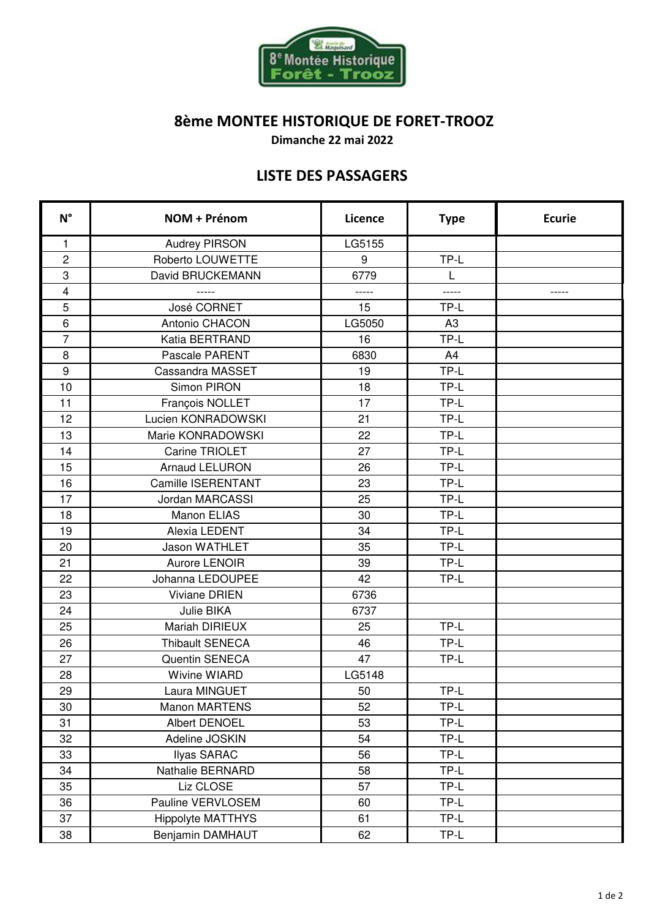# 8ème MONTEE HISTORIQUE DE FORET-TROOZ

**Dimanche 22 mai 2022**

## LISTE DES PASSAGERS

| N° | NOM + Prénom | Licence | Type | Ecurie |
|---|---|---|---|---|
| 1 | Audrey PIRSON | LG5155 | | |
| 2 | Roberto LOUWETTE | 9 | TP-L | |
| 3 | David BRUCKEMANN | 6779 | L | |
| 4 | ----- | ----- | ----- | ----- |
| 5 | José CORNET | 15 | TP-L | |
| 6 | Antonio CHACON | LG5050 | A3 | |
| 7 | Katia BERTRAND | 16 | TP-L | |
| 8 | Pascale PARENT | 6830 | A4 | |
| 9 | Cassandra MASSET | 19 | TP-L | |
| 10 | Simon PIRON | 18 | TP-L | |
| 11 | François NOLLET | 17 | TP-L | |
| 12 | Lucien KONRADOWSKI | 21 | TP-L | |
| 13 | Marie KONRADOWSKI | 22 | TP-L | |
| 14 | Carine TRIOLET | 27 | TP-L | |
| 15 | Arnaud LELURON | 26 | TP-L | |
| 16 | Camille ISERENTANT | 23 | TP-L | |
| 17 | Jordan MARCASSI | 25 | TP-L | |
| 18 | Manon ELIAS | 30 | TP-L | |
| 19 | Alexia LEDENT | 34 | TP-L | |
| 20 | Jason WATHLET | 35 | TP-L | |
| 21 | Aurore LENOIR | 39 | TP-L | |
| 22 | Johanna LEDOUPEE | 42 | TP-L | |
| 23 | Viviane DRIEN | 6736 | | |
| 24 | Julie BIKA | 6737 | | |
| 25 | Mariah DIRIEUX | 25 | TP-L | |
| 26 | Thibault SENECA | 46 | TP-L | |
| 27 | Quentin SENECA | 47 | TP-L | |
| 28 | Wivine WIARD | LG5148 | | |
| 29 | Laura MINGUET | 50 | TP-L | |
| 30 | Manon MARTENS | 52 | TP-L | |
| 31 | Albert DENOEL | 53 | TP-L | |
| 32 | Adeline JOSKIN | 54 | TP-L | |
| 33 | Ilyas SARAC | 56 | TP-L | |
| 34 | Nathalie BERNARD | 58 | TP-L | |
| 35 | Liz CLOSE | 57 | TP-L | |
| 36 | Pauline VERVLOSEM | 60 | TP-L | |
| 37 | Hippolyte MATTHYS | 61 | TP-L | |
| 38 | Benjamin DAMHAUT | 62 | TP-L | |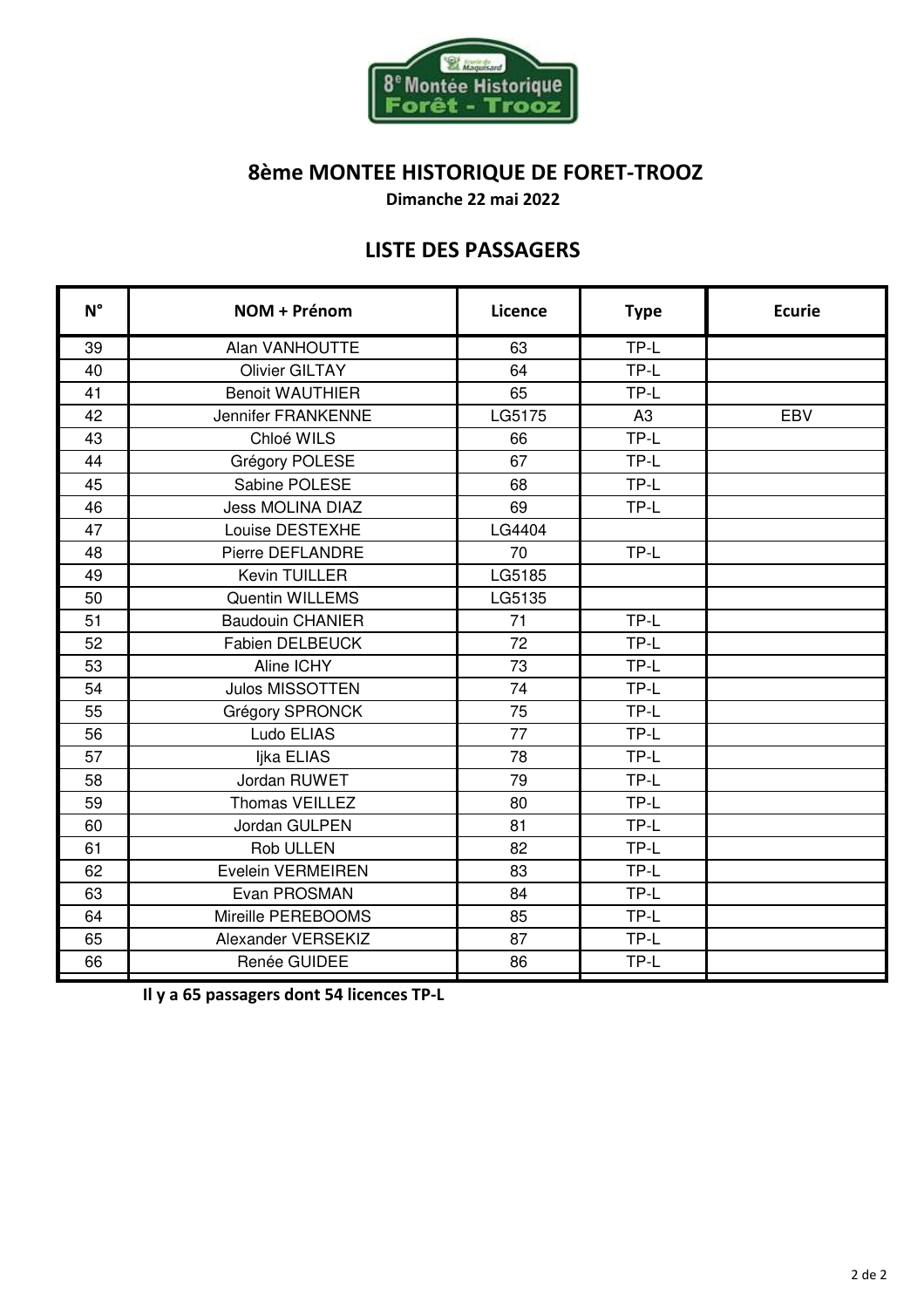# 8ème MONTEE HISTORIQUE DE FORET-TROOZ

**Dimanche 22 mai 2022**

## LISTE DES PASSAGERS

| N° | NOM + Prénom | Licence | Type | Ecurie |
|---|---|---|---|---|
| 39 | Alan VANHOUTTE | 63 | TP-L | |
| 40 | Olivier GILTAY | 64 | TP-L | |
| 41 | Benoit WAUTHIER | 65 | TP-L | |
| 42 | Jennifer FRANKENNE | LG5175 | A3 | EBV |
| 43 | Chloé WILS | 66 | TP-L | |
| 44 | Grégory POLESE | 67 | TP-L | |
| 45 | Sabine POLESE | 68 | TP-L | |
| 46 | Jess MOLINA DIAZ | 69 | TP-L | |
| 47 | Louise DESTEXHE | LG4404 | | |
| 48 | Pierre DEFLANDRE | 70 | TP-L | |
| 49 | Kevin TUILLER | LG5185 | | |
| 50 | Quentin WILLEMS | LG5135 | | |
| 51 | Baudouin CHANIER | 71 | TP-L | |
| 52 | Fabien DELBEUCK | 72 | TP-L | |
| 53 | Aline ICHY | 73 | TP-L | |
| 54 | Julos MISSOTTEN | 74 | TP-L | |
| 55 | Grégory SPRONCK | 75 | TP-L | |
| 56 | Ludo ELIAS | 77 | TP-L | |
| 57 | Ijka ELIAS | 78 | TP-L | |
| 58 | Jordan RUWET | 79 | TP-L | |
| 59 | Thomas VEILLEZ | 80 | TP-L | |
| 60 | Jordan GULPEN | 81 | TP-L | |
| 61 | Rob ULLEN | 82 | TP-L | |
| 62 | Evelein VERMEIREN | 83 | TP-L | |
| 63 | Evan PROSMAN | 84 | TP-L | |
| 64 | Mireille PEREBOOMS | 85 | TP-L | |
| 65 | Alexander VERSEKIZ | 87 | TP-L | |
| 66 | Renée GUIDEE | 86 | TP-L | |

**Il y a 65 passagers dont 54 licences TP-L**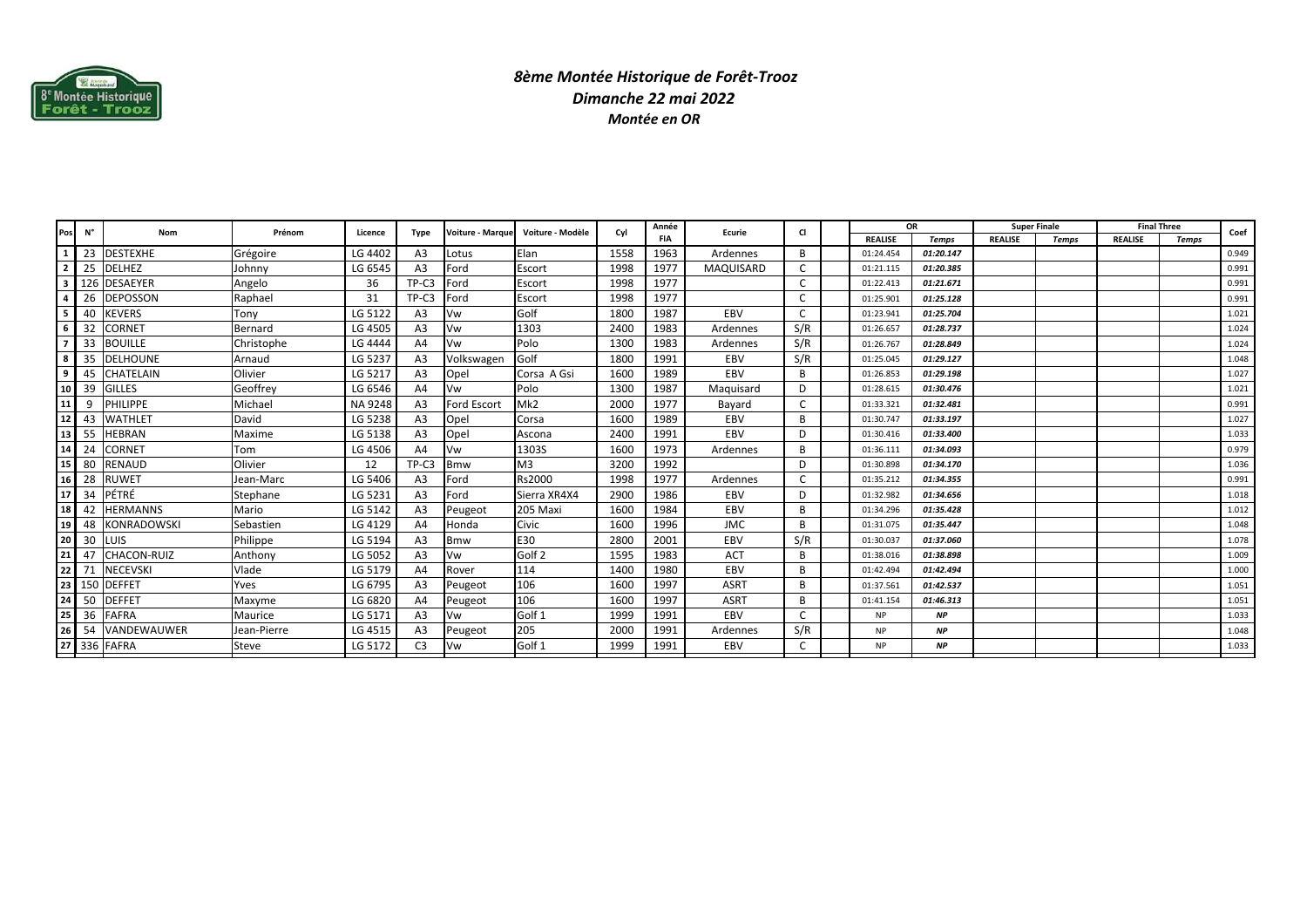# *8ème Montée Historique de Forêt-Trooz*

## *Dimanche 22 mai 2022*

### *Montée en OR*

| Pos | N° | Nom | Prénom | Licence | Type | Voiture - Marque | Voiture - Modèle | Cyl | Année FIA | Ecurie | Cl | | OR | | Super Finale | | Final Three | | Coef |
|---|---|---|---|---|---|---|---|---|---|---|---|---|---|---|---|---|---|---|---|
| | | | | | | | | | | | | | REALISE | *Temps* | REALISE | *Temps* | REALISE | *Temps* | |
| 1 | 23 | DESTEXHE | Grégoire | LG 4402 | A3 | Lotus | Elan | 1558 | 1963 | Ardennes | B | | 01:24.454 | ***01:20.147*** | | | | | 0.949 |
| 2 | 25 | DELHEZ | Johnny | LG 6545 | A3 | Ford | Escort | 1998 | 1977 | MAQUISARD | C | | 01:21.115 | ***01:20.385*** | | | | | 0.991 |
| 3 | 126 | DESAEYER | Angelo | 36 | TP-C3 | Ford | Escort | 1998 | 1977 | | C | | 01:22.413 | ***01:21.671*** | | | | | 0.991 |
| 4 | 26 | DEPOSSON | Raphael | 31 | TP-C3 | Ford | Escort | 1998 | 1977 | | C | | 01:25.901 | ***01:25.128*** | | | | | 0.991 |
| 5 | 40 | KEVERS | Tony | LG 5122 | A3 | Vw | Golf | 1800 | 1987 | EBV | C | | 01:23.941 | ***01:25.704*** | | | | | 1.021 |
| 6 | 32 | CORNET | Bernard | LG 4505 | A3 | Vw | 1303 | 2400 | 1983 | Ardennes | S/R | | 01:26.657 | ***01:28.737*** | | | | | 1.024 |
| 7 | 33 | BOUILLE | Christophe | LG 4444 | A4 | Vw | Polo | 1300 | 1983 | Ardennes | S/R | | 01:26.767 | ***01:28.849*** | | | | | 1.024 |
| 8 | 35 | DELHOUNE | Arnaud | LG 5237 | A3 | Volkswagen | Golf | 1800 | 1991 | EBV | S/R | | 01:25.045 | ***01:29.127*** | | | | | 1.048 |
| 9 | 45 | CHATELAIN | Olivier | LG 5217 | A3 | Opel | Corsa A Gsi | 1600 | 1989 | EBV | B | | 01:26.853 | ***01:29.198*** | | | | | 1.027 |
| 10 | 39 | GILLES | Geoffrey | LG 6546 | A4 | Vw | Polo | 1300 | 1987 | Maquisard | D | | 01:28.615 | ***01:30.476*** | | | | | 1.021 |
| 11 | 9 | PHILIPPE | Michael | NA 9248 | A3 | Ford Escort | Mk2 | 2000 | 1977 | Bayard | C | | 01:33.321 | ***01:32.481*** | | | | | 0.991 |
| 12 | 43 | WATHLET | David | LG 5238 | A3 | Opel | Corsa | 1600 | 1989 | EBV | B | | 01:30.747 | ***01:33.197*** | | | | | 1.027 |
| 13 | 55 | HEBRAN | Maxime | LG 5138 | A3 | Opel | Ascona | 2400 | 1991 | EBV | D | | 01:30.416 | ***01:33.400*** | | | | | 1.033 |
| 14 | 24 | CORNET | Tom | LG 4506 | A4 | Vw | 1303S | 1600 | 1973 | Ardennes | B | | 01:36.111 | ***01:34.093*** | | | | | 0.979 |
| 15 | 80 | RENAUD | Olivier | 12 | TP-C3 | Bmw | M3 | 3200 | 1992 | | D | | 01:30.898 | ***01:34.170*** | | | | | 1.036 |
| 16 | 28 | RUWET | Jean-Marc | LG 5406 | A3 | Ford | Rs2000 | 1998 | 1977 | Ardennes | C | | 01:35.212 | ***01:34.355*** | | | | | 0.991 |
| 17 | 34 | PÉTRÉ | Stephane | LG 5231 | A3 | Ford | Sierra XR4X4 | 2900 | 1986 | EBV | D | | 01:32.982 | ***01:34.656*** | | | | | 1.018 |
| 18 | 42 | HERMANNS | Mario | LG 5142 | A3 | Peugeot | 205 Maxi | 1600 | 1984 | EBV | B | | 01:34.296 | ***01:35.428*** | | | | | 1.012 |
| 19 | 48 | KONRADOWSKI | Sebastien | LG 4129 | A4 | Honda | Civic | 1600 | 1996 | JMC | B | | 01:31.075 | ***01:35.447*** | | | | | 1.048 |
| 20 | 30 | LUIS | Philippe | LG 5194 | A3 | Bmw | E30 | 2800 | 2001 | EBV | S/R | | 01:30.037 | ***01:37.060*** | | | | | 1.078 |
| 21 | 47 | CHACON-RUIZ | Anthony | LG 5052 | A3 | Vw | Golf 2 | 1595 | 1983 | ACT | B | | 01:38.016 | ***01:38.898*** | | | | | 1.009 |
| 22 | 71 | NECEVSKI | Vlade | LG 5179 | A4 | Rover | 114 | 1400 | 1980 | EBV | B | | 01:42.494 | ***01:42.494*** | | | | | 1.000 |
| 23 | 150 | DEFFET | Yves | LG 6795 | A3 | Peugeot | 106 | 1600 | 1997 | ASRT | B | | 01:37.561 | ***01:42.537*** | | | | | 1.051 |
| 24 | 50 | DEFFET | Maxyme | LG 6820 | A4 | Peugeot | 106 | 1600 | 1997 | ASRT | B | | 01:41.154 | ***01:46.313*** | | | | | 1.051 |
| 25 | 36 | FAFRA | Maurice | LG 5171 | A3 | Vw | Golf 1 | 1999 | 1991 | EBV | C | | NP | ***NP*** | | | | | 1.033 |
| 26 | 54 | VANDEWAUWER | Jean-Pierre | LG 4515 | A3 | Peugeot | 205 | 2000 | 1991 | Ardennes | S/R | | NP | ***NP*** | | | | | 1.048 |
| 27 | 336 | FAFRA | Steve | LG 5172 | C3 | Vw | Golf 1 | 1999 | 1991 | EBV | C | | NP | ***NP*** | | | | | 1.033 |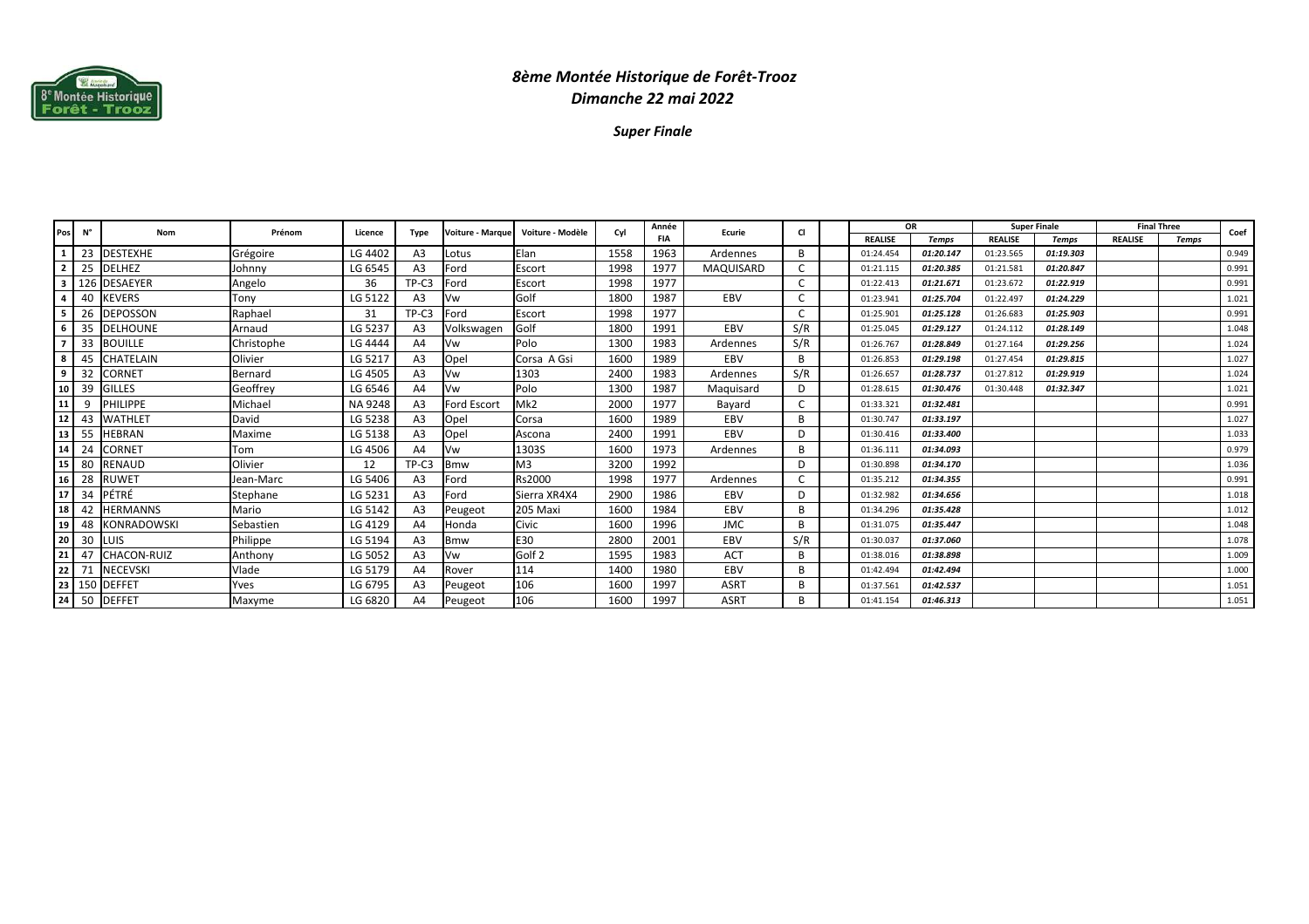# 8ème Montée Historique de Forêt-Trooz

## *Dimanche 22 mai 2022*

### *Super Finale*

| Pos | N° | Nom | Prénom | Licence | Type | Voiture - Marque | Voiture - Modèle | Cyl | Année FIA | Ecurie | Cl | | OR | | Super Finale | | Final Three | | Coef |
|---|---|---|---|---|---|---|---|---|---|---|---|---|---|---|---|---|---|---|---|
| | | | | | | | | | | | | | REALISE | *Temps* | REALISE | *Temps* | REALISE | *Temps* | |
| 1 | 23 | DESTEXHE | Grégoire | LG 4402 | A3 | Lotus | Elan | 1558 | 1963 | Ardennes | B | | 01:24.454 | *01:20.147* | 01:23.565 | *01:19.303* | | | 0.949 |
| 2 | 25 | DELHEZ | Johnny | LG 6545 | A3 | Ford | Escort | 1998 | 1977 | MAQUISARD | C | | 01:21.115 | *01:20.385* | 01:21.581 | *01:20.847* | | | 0.991 |
| 3 | 126 | DESAEYER | Angelo | 36 | TP-C3 | Ford | Escort | 1998 | 1977 | | C | | 01:22.413 | *01:21.671* | 01:23.672 | *01:22.919* | | | 0.991 |
| 4 | 40 | KEVERS | Tony | LG 5122 | A3 | Vw | Golf | 1800 | 1987 | EBV | C | | 01:23.941 | *01:25.704* | 01:22.497 | *01:24.229* | | | 1.021 |
| 5 | 26 | DEPOSSON | Raphael | 31 | TP-C3 | Ford | Escort | 1998 | 1977 | | C | | 01:25.901 | *01:25.128* | 01:26.683 | *01:25.903* | | | 0.991 |
| 6 | 35 | DELHOUNE | Arnaud | LG 5237 | A3 | Volkswagen | Golf | 1800 | 1991 | EBV | S/R | | 01:25.045 | *01:29.127* | 01:24.112 | *01:28.149* | | | 1.048 |
| 7 | 33 | BOUILLE | Christophe | LG 4444 | A4 | Vw | Polo | 1300 | 1983 | Ardennes | S/R | | 01:26.767 | *01:28.849* | 01:27.164 | *01:29.256* | | | 1.024 |
| 8 | 45 | CHATELAIN | Olivier | LG 5217 | A3 | Opel | Corsa A Gsi | 1600 | 1989 | EBV | B | | 01:26.853 | *01:29.198* | 01:27.454 | *01:29.815* | | | 1.027 |
| 9 | 32 | CORNET | Bernard | LG 4505 | A3 | Vw | 1303 | 2400 | 1983 | Ardennes | S/R | | 01:26.657 | *01:28.737* | 01:27.812 | *01:29.919* | | | 1.024 |
| 10 | 39 | GILLES | Geoffrey | LG 6546 | A4 | Vw | Polo | 1300 | 1987 | Maquisard | D | | 01:28.615 | *01:30.476* | 01:30.448 | *01:32.347* | | | 1.021 |
| 11 | 9 | PHILIPPE | Michael | NA 9248 | A3 | Ford Escort | Mk2 | 2000 | 1977 | Bayard | C | | 01:33.321 | *01:32.481* | | | | | 0.991 |
| 12 | 43 | WATHLET | David | LG 5238 | A3 | Opel | Corsa | 1600 | 1989 | EBV | B | | 01:30.747 | *01:33.197* | | | | | 1.027 |
| 13 | 55 | HEBRAN | Maxime | LG 5138 | A3 | Opel | Ascona | 2400 | 1991 | EBV | D | | 01:30.416 | *01:33.400* | | | | | 1.033 |
| 14 | 24 | CORNET | Tom | LG 4506 | A4 | Vw | 1303S | 1600 | 1973 | Ardennes | B | | 01:36.111 | *01:34.093* | | | | | 0.979 |
| 15 | 80 | RENAUD | Olivier | 12 | TP-C3 | Bmw | M3 | 3200 | 1992 | | D | | 01:30.898 | *01:34.170* | | | | | 1.036 |
| 16 | 28 | RUWET | Jean-Marc | LG 5406 | A3 | Ford | Rs2000 | 1998 | 1977 | Ardennes | C | | 01:35.212 | *01:34.355* | | | | | 0.991 |
| 17 | 34 | PÉTRÉ | Stephane | LG 5231 | A3 | Ford | Sierra XR4X4 | 2900 | 1986 | EBV | D | | 01:32.982 | *01:34.656* | | | | | 1.018 |
| 18 | 42 | HERMANNS | Mario | LG 5142 | A3 | Peugeot | 205 Maxi | 1600 | 1984 | EBV | B | | 01:34.296 | *01:35.428* | | | | | 1.012 |
| 19 | 48 | KONRADOWSKI | Sebastien | LG 4129 | A4 | Honda | Civic | 1600 | 1996 | JMC | B | | 01:31.075 | *01:35.447* | | | | | 1.048 |
| 20 | 30 | LUIS | Philippe | LG 5194 | A3 | Bmw | E30 | 2800 | 2001 | EBV | S/R | | 01:30.037 | *01:37.060* | | | | | 1.078 |
| 21 | 47 | CHACON-RUIZ | Anthony | LG 5052 | A3 | Vw | Golf 2 | 1595 | 1983 | ACT | B | | 01:38.016 | *01:38.898* | | | | | 1.009 |
| 22 | 71 | NECEVSKI | Vlade | LG 5179 | A4 | Rover | 114 | 1400 | 1980 | EBV | B | | 01:42.494 | *01:42.494* | | | | | 1.000 |
| 23 | 150 | DEFFET | Yves | LG 6795 | A3 | Peugeot | 106 | 1600 | 1997 | ASRT | B | | 01:37.561 | *01:42.537* | | | | | 1.051 |
| 24 | 50 | DEFFET | Maxyme | LG 6820 | A4 | Peugeot | 106 | 1600 | 1997 | ASRT | B | | 01:41.154 | *01:46.313* | | | | | 1.051 |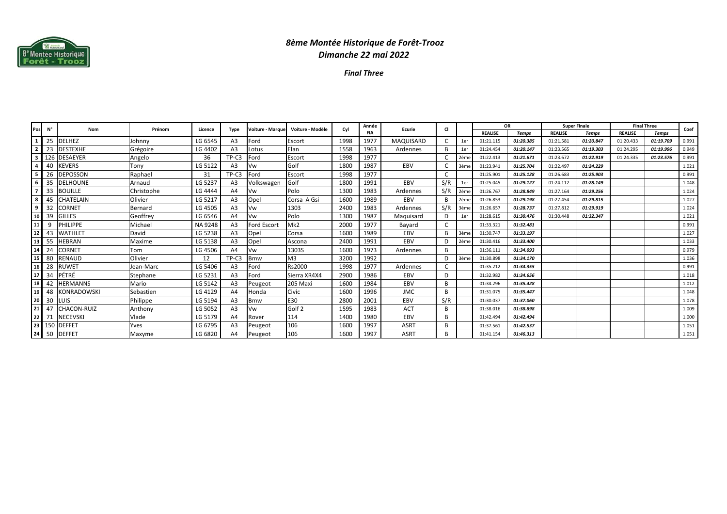## 8ème Montée Historique de Forêt-Trooz

### Dimanche 22 mai 2022

**Final Three**

| Pos | N° | Nom | Prénom | Licence | Type | Voiture - Marque | Voiture - Modèle | Cyl | Année FIA | Ecurie | Cl | | OR | | Super Finale | | Final Three | | Coef |
|---|---|---|---|---|---|---|---|---|---|---|---|---|---|---|---|---|---|---|---|
| | | | | | | | | | | | | | REALISE | Temps | REALISE | Temps | REALISE | Temps | |
| 1 | 25 | DELHEZ | Johnny | LG 6545 | A3 | Ford | Escort | 1998 | 1977 | MAQUISARD | C | 1er | 01:21.115 | 01:20.385 | 01:21.581 | 01:20.847 | 01:20.433 | 01:19.709 | 0.991 |
| 2 | 23 | DESTEXHE | Grégoire | LG 4402 | A3 | Lotus | Elan | 1558 | 1963 | Ardennes | B | 1er | 01:24.454 | 01:20.147 | 01:23.565 | 01:19.303 | 01:24.295 | 01:19.996 | 0.949 |
| 3 | 126 | DESAEYER | Angelo | 36 | TP-C3 | Ford | Escort | 1998 | 1977 | | C | 2ème | 01:22.413 | 01:21.671 | 01:23.672 | 01:22.919 | 01:24.335 | 01:23.576 | 0.991 |
| 4 | 40 | KEVERS | Tony | LG 5122 | A3 | Vw | Golf | 1800 | 1987 | EBV | C | 3ème | 01:23.941 | 01:25.704 | 01:22.497 | 01:24.229 | | | 1.021 |
| 5 | 26 | DEPOSSON | Raphael | 31 | TP-C3 | Ford | Escort | 1998 | 1977 | | C | | 01:25.901 | 01:25.128 | 01:26.683 | 01:25.903 | | | 0.991 |
| 6 | 35 | DELHOUNE | Arnaud | LG 5237 | A3 | Volkswagen | Golf | 1800 | 1991 | EBV | S/R | 1er | 01:25.045 | 01:29.127 | 01:24.112 | 01:28.149 | | | 1.048 |
| 7 | 33 | BOUILLE | Christophe | LG 4444 | A4 | Vw | Polo | 1300 | 1983 | Ardennes | S/R | 2ème | 01:26.767 | 01:28.849 | 01:27.164 | 01:29.256 | | | 1.024 |
| 8 | 45 | CHATELAIN | Olivier | LG 5217 | A3 | Opel | Corsa A Gsi | 1600 | 1989 | EBV | B | 2ème | 01:26.853 | 01:29.198 | 01:27.454 | 01:29.815 | | | 1.027 |
| 9 | 32 | CORNET | Bernard | LG 4505 | A3 | Vw | 1303 | 2400 | 1983 | Ardennes | S/R | 3ème | 01:26.657 | 01:28.737 | 01:27.812 | 01:29.919 | | | 1.024 |
| 10 | 39 | GILLES | Geoffrey | LG 6546 | A4 | Vw | Polo | 1300 | 1987 | Maquisard | D | 1er | 01:28.615 | 01:30.476 | 01:30.448 | 01:32.347 | | | 1.021 |
| 11 | 9 | PHILIPPE | Michael | NA 9248 | A3 | Ford Escort | Mk2 | 2000 | 1977 | Bayard | C | | 01:33.321 | 01:32.481 | | | | | 0.991 |
| 12 | 43 | WATHLET | David | LG 5238 | A3 | Opel | Corsa | 1600 | 1989 | EBV | B | 3ème | 01:30.747 | 01:33.197 | | | | | 1.027 |
| 13 | 55 | HEBRAN | Maxime | LG 5138 | A3 | Opel | Ascona | 2400 | 1991 | EBV | D | 2ème | 01:30.416 | 01:33.400 | | | | | 1.033 |
| 14 | 24 | CORNET | Tom | LG 4506 | A4 | Vw | 1303S | 1600 | 1973 | Ardennes | B | | 01:36.111 | 01:34.093 | | | | | 0.979 |
| 15 | 80 | RENAUD | Olivier | 12 | TP-C3 | Bmw | M3 | 3200 | 1992 | | D | 3ème | 01:30.898 | 01:34.170 | | | | | 1.036 |
| 16 | 28 | RUWET | Jean-Marc | LG 5406 | A3 | Ford | Rs2000 | 1998 | 1977 | Ardennes | C | | 01:35.212 | 01:34.355 | | | | | 0.991 |
| 17 | 34 | PÉTRÉ | Stephane | LG 5231 | A3 | Ford | Sierra XR4X4 | 2900 | 1986 | EBV | D | | 01:32.982 | 01:34.656 | | | | | 1.018 |
| 18 | 42 | HERMANNS | Mario | LG 5142 | A3 | Peugeot | 205 Maxi | 1600 | 1984 | EBV | B | | 01:34.296 | 01:35.428 | | | | | 1.012 |
| 19 | 48 | KONRADOWSKI | Sebastien | LG 4129 | A4 | Honda | Civic | 1600 | 1996 | JMC | B | | 01:31.075 | 01:35.447 | | | | | 1.048 |
| 20 | 30 | LUIS | Philippe | LG 5194 | A3 | Bmw | E30 | 2800 | 2001 | EBV | S/R | | 01:30.037 | 01:37.060 | | | | | 1.078 |
| 21 | 47 | CHACON-RUIZ | Anthony | LG 5052 | A3 | Vw | Golf 2 | 1595 | 1983 | ACT | B | | 01:38.016 | 01:38.898 | | | | | 1.009 |
| 22 | 71 | NECEVSKI | Vlade | LG 5179 | A4 | Rover | 114 | 1400 | 1980 | EBV | B | | 01:42.494 | 01:42.494 | | | | | 1.000 |
| 23 | 150 | DEFFET | Yves | LG 6795 | A3 | Peugeot | 106 | 1600 | 1997 | ASRT | B | | 01:37.561 | 01:42.537 | | | | | 1.051 |
| 24 | 50 | DEFFET | Maxyme | LG 6820 | A4 | Peugeot | 106 | 1600 | 1997 | ASRT | B | | 01:41.154 | 01:46.313 | | | | | 1.051 |